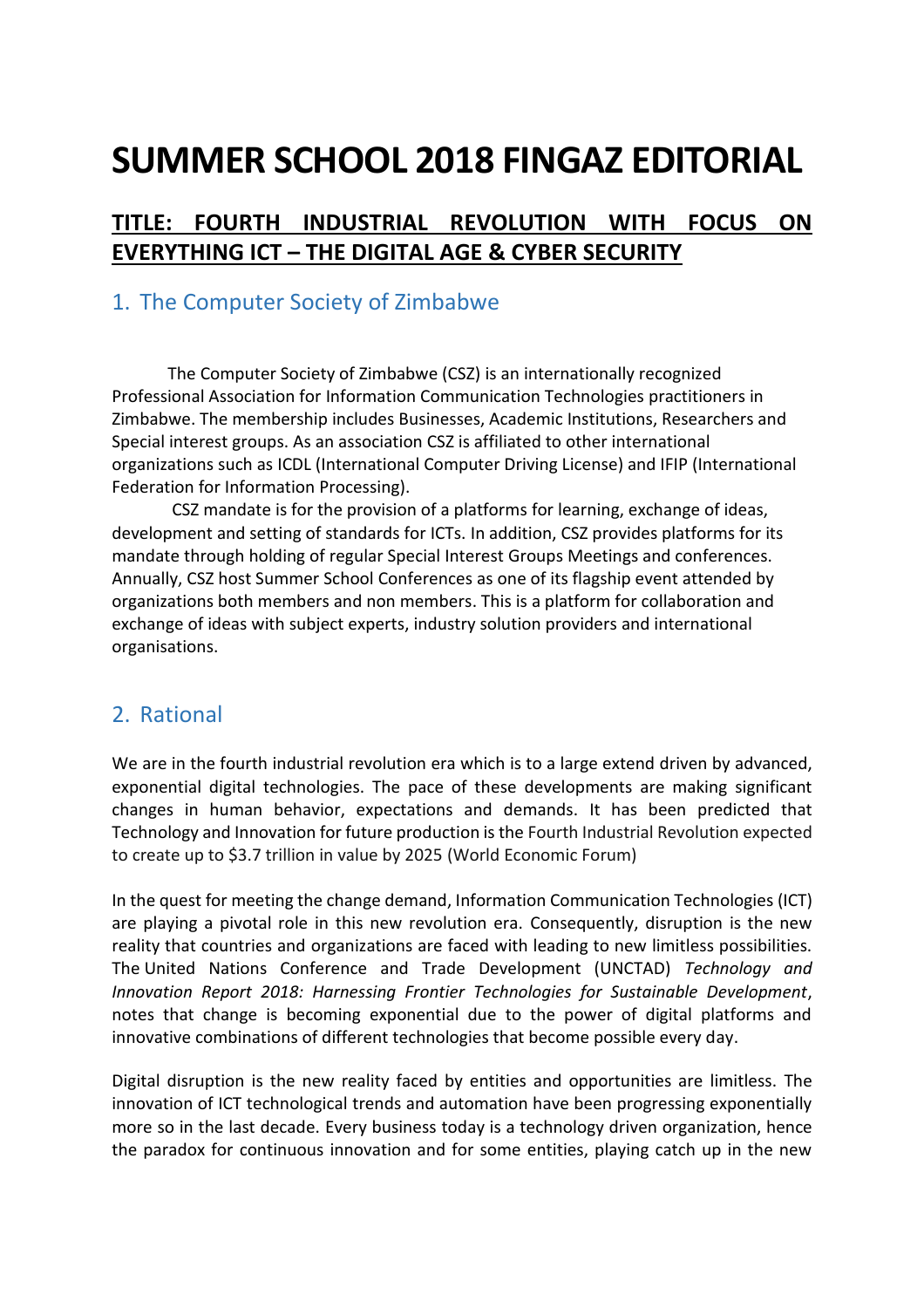# SUMMER SCHOOL 2018 FINGAZ EDITORIAL

## TITLE: FOURTH INDUSTRIAL REVOLUTION WITH FOCUS ON EVERYTHING ICT – THE DIGITAL AGE & CYBER SECURITY

## 1. The Computer Society of Zimbabwe

The Computer Society of Zimbabwe (CSZ) is an internationally recognized Professional Association for Information Communication Technologies practitioners in Zimbabwe. The membership includes Businesses, Academic Institutions, Researchers and Special interest groups. As an association CSZ is affiliated to other international organizations such as ICDL (International Computer Driving License) and IFIP (International Federation for Information Processing).

CSZ mandate is for the provision of a platforms for learning, exchange of ideas, development and setting of standards for ICTs. In addition, CSZ provides platforms for its mandate through holding of regular Special Interest Groups Meetings and conferences. Annually, CSZ host Summer School Conferences as one of its flagship event attended by organizations both members and non members. This is a platform for collaboration and exchange of ideas with subject experts, industry solution providers and international organisations.

## 2. Rational

We are in the fourth industrial revolution era which is to a large extend driven by advanced, exponential digital technologies. The pace of these developments are making significant changes in human behavior, expectations and demands. It has been predicted that Technology and Innovation for future production is the Fourth Industrial Revolution expected to create up to \$3.7 trillion in value by 2025 (World Economic Forum)

In the quest for meeting the change demand, Information Communication Technologies (ICT) are playing a pivotal role in this new revolution era. Consequently, disruption is the new reality that countries and organizations are faced with leading to new limitless possibilities. The United Nations Conference and Trade Development (UNCTAD) *Technology and Innovation Report 2018: Harnessing Frontier Technologies for Sustainable Development*, notes that change is becoming exponential due to the power of digital platforms and innovative combinations of different technologies that become possible every day.

Digital disruption is the new reality faced by entities and opportunities are limitless. The innovation of ICT technological trends and automation have been progressing exponentially more so in the last decade. Every business today is a technology driven organization, hence the paradox for continuous innovation and for some entities, playing catch up in the new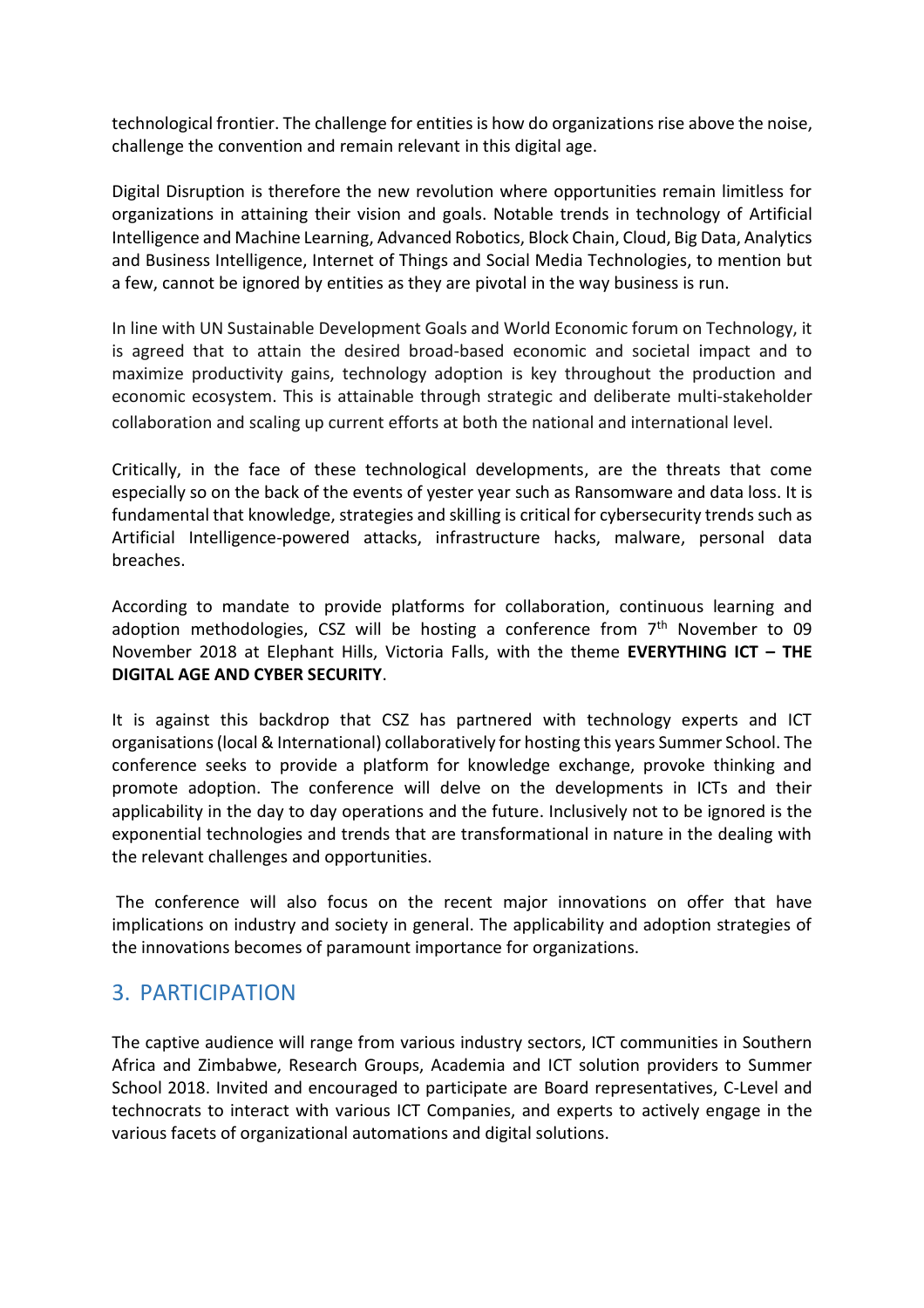technological frontier. The challenge for entities is how do organizations rise above the noise, challenge the convention and remain relevant in this digital age.

Digital Disruption is therefore the new revolution where opportunities remain limitless for organizations in attaining their vision and goals. Notable trends in technology of Artificial Intelligence and Machine Learning, Advanced Robotics, Block Chain, Cloud, Big Data, Analytics and Business Intelligence, Internet of Things and Social Media Technologies, to mention but a few, cannot be ignored by entities as they are pivotal in the way business is run.

In line with UN Sustainable Development Goals and World Economic forum on Technology, it is agreed that to attain the desired broad-based economic and societal impact and to maximize productivity gains, technology adoption is key throughout the production and economic ecosystem. This is attainable through strategic and deliberate multi-stakeholder collaboration and scaling up current efforts at both the national and international level.

Critically, in the face of these technological developments, are the threats that come especially so on the back of the events of yester year such as Ransomware and data loss. It is fundamental that knowledge, strategies and skilling is critical for cybersecurity trends such as Artificial Intelligence-powered attacks, infrastructure hacks, malware, personal data breaches.

According to mandate to provide platforms for collaboration, continuous learning and adoption methodologies, CSZ will be hosting a conference from 7th November to 09 November 2018 at Elephant Hills, Victoria Falls, with the theme **EVERYTHING ICT – THE DIGITAL AGE AND CYBER SECURITY**.

It is against this backdrop that CSZ has partnered with technology experts and ICT organisations (local & International) collaboratively for hosting this years Summer School. The conference seeks to provide a platform for knowledge exchange, provoke thinking and promote adoption. The conference will delve on the developments in ICTs and their applicability in the day to day operations and the future. Inclusively not to be ignored is the exponential technologies and trends that are transformational in nature in the dealing with the relevant challenges and opportunities.

The conference will also focus on the recent major innovations on offer that have implications on industry and society in general. The applicability and adoption strategies of the innovations becomes of paramount importance for organizations.

## 3. PARTICIPATION

The captive audience will range from various industry sectors, ICT communities in Southern Africa and Zimbabwe, Research Groups, Academia and ICT solution providers to Summer School 2018. Invited and encouraged to participate are Board representatives, C-Level and technocrats to interact with various ICT Companies, and experts to actively engage in the various facets of organizational automations and digital solutions.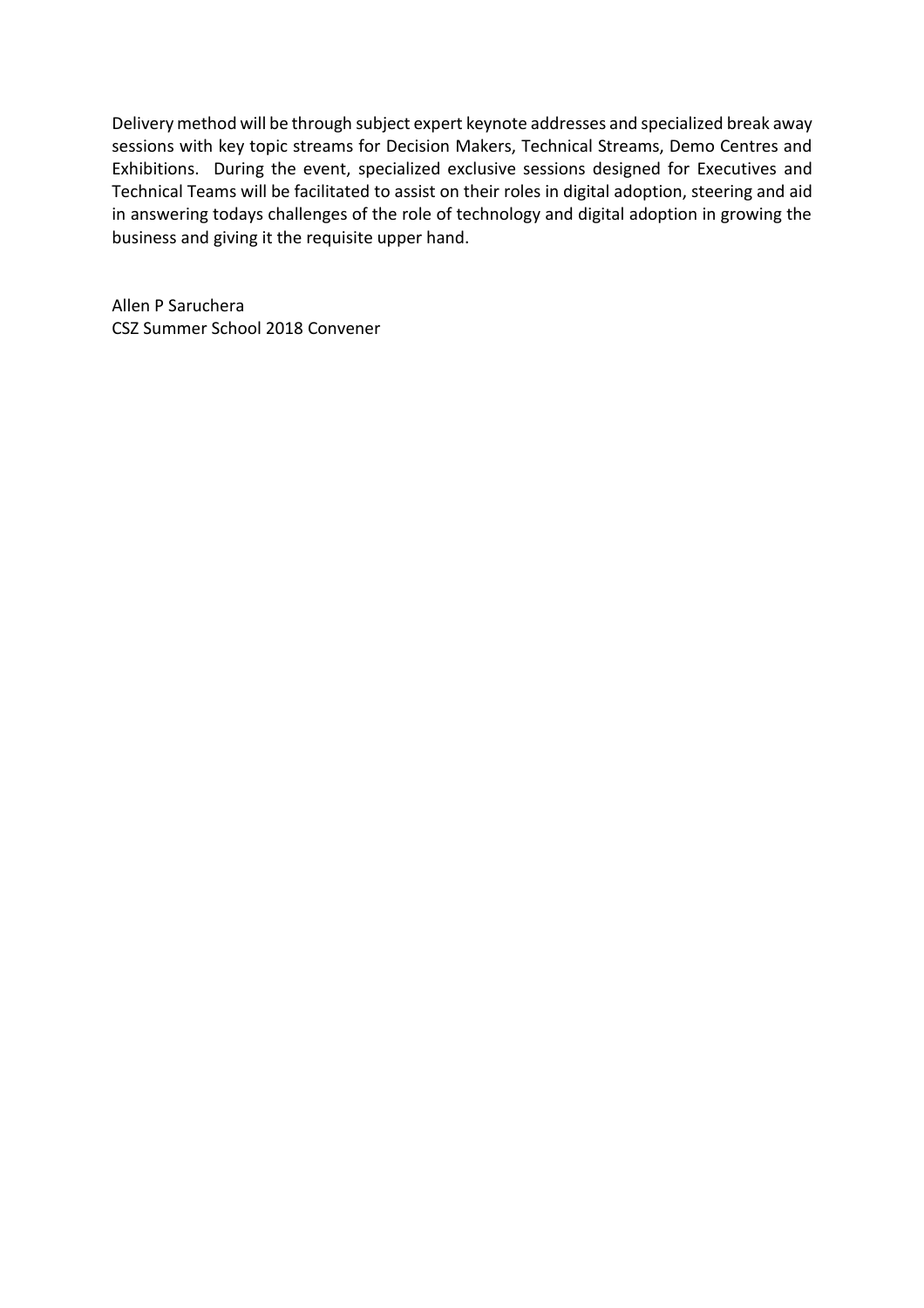Delivery method will be through subject expert keynote addresses and specialized break away sessions with key topic streams for Decision Makers, Technical Streams, Demo Centres and Exhibitions. During the event, specialized exclusive sessions designed for Executives and Technical Teams will be facilitated to assist on their roles in digital adoption, steering and aid in answering todays challenges of the role of technology and digital adoption in growing the business and giving it the requisite upper hand.

Allen P Saruchera  
CSZ Summer School 2018 Convener